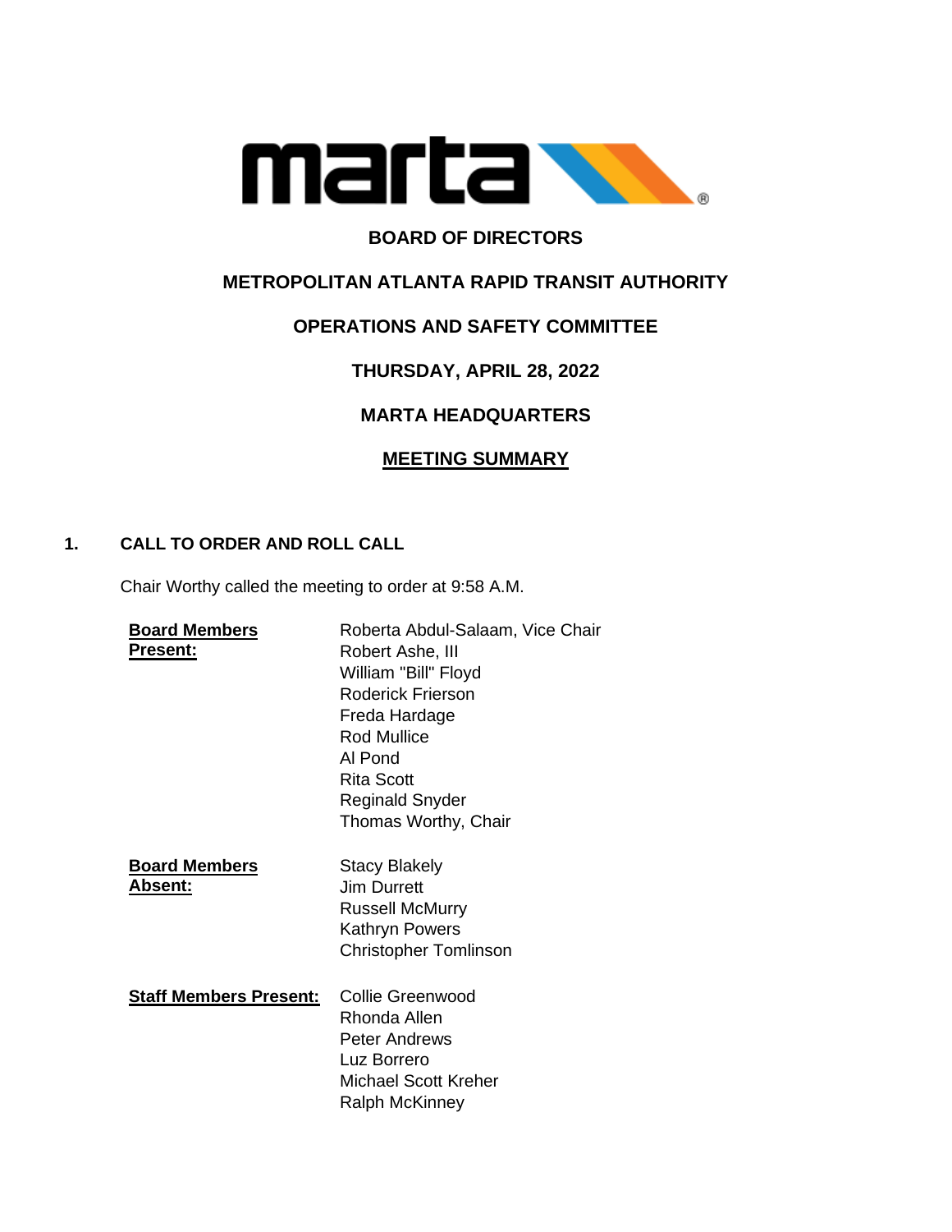# BOARD OF DIRECTORS

## METROPOLITAN ATLANTA RAPID TRANSIT AUTHORITY

## OPERATIONS AND SAFETY COMMITTEE

## THURSDAY, APRIL 28, 2022

## MARTA HEADQUARTERS

## MEETING SUMMARY

### 1. CALL TO ORDER AND ROLL CALL

Chair Worthy called the meeting to order at 9:58 A.M.

**Board Members Present:**

- Roberta Abdul-Salaam, Vice Chair
- Robert Ashe, III
- William "Bill" Floyd
- Roderick Frierson
- Freda Hardage
- Rod Mullice
- Al Pond
- Rita Scott
- Reginald Snyder
- Thomas Worthy, Chair

**Board Members Absent:**

- Stacy Blakely
- Jim Durrett
- Russell McMurry
- Kathryn Powers
- Christopher Tomlinson

**Staff Members Present:**

- Collie Greenwood
- Rhonda Allen
- Peter Andrews
- Luz Borrero
- Michael Scott Kreher
- Ralph McKinney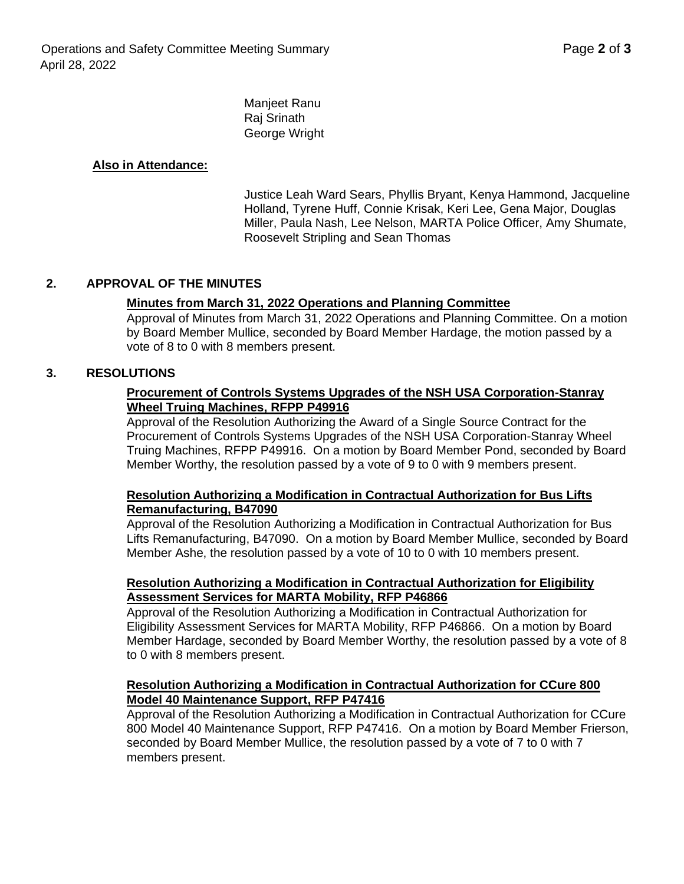Manjeet Ranu
Raj Srinath
George Wright

**Also in Attendance:**

Justice Leah Ward Sears, Phyllis Bryant, Kenya Hammond, Jacqueline Holland, Tyrene Huff, Connie Krisak, Keri Lee, Gena Major, Douglas Miller, Paula Nash, Lee Nelson, MARTA Police Officer, Amy Shumate, Roosevelt Stripling and Sean Thomas

## 2. APPROVAL OF THE MINUTES

**Minutes from March 31, 2022 Operations and Planning Committee**

Approval of Minutes from March 31, 2022 Operations and Planning Committee. On a motion by Board Member Mullice, seconded by Board Member Hardage, the motion passed by a vote of 8 to 0 with 8 members present.

## 3. RESOLUTIONS

**Procurement of Controls Systems Upgrades of the NSH USA Corporation-Stanray Wheel Truing Machines, RFPP P49916**

Approval of the Resolution Authorizing the Award of a Single Source Contract for the Procurement of Controls Systems Upgrades of the NSH USA Corporation-Stanray Wheel Truing Machines, RFPP P49916. On a motion by Board Member Pond, seconded by Board Member Worthy, the resolution passed by a vote of 9 to 0 with 9 members present.

**Resolution Authorizing a Modification in Contractual Authorization for Bus Lifts Remanufacturing, B47090**

Approval of the Resolution Authorizing a Modification in Contractual Authorization for Bus Lifts Remanufacturing, B47090. On a motion by Board Member Mullice, seconded by Board Member Ashe, the resolution passed by a vote of 10 to 0 with 10 members present.

**Resolution Authorizing a Modification in Contractual Authorization for Eligibility Assessment Services for MARTA Mobility, RFP P46866**

Approval of the Resolution Authorizing a Modification in Contractual Authorization for Eligibility Assessment Services for MARTA Mobility, RFP P46866. On a motion by Board Member Hardage, seconded by Board Member Worthy, the resolution passed by a vote of 8 to 0 with 8 members present.

**Resolution Authorizing a Modification in Contractual Authorization for CCure 800 Model 40 Maintenance Support, RFP P47416**

Approval of the Resolution Authorizing a Modification in Contractual Authorization for CCure 800 Model 40 Maintenance Support, RFP P47416. On a motion by Board Member Frierson, seconded by Board Member Mullice, the resolution passed by a vote of 7 to 0 with 7 members present.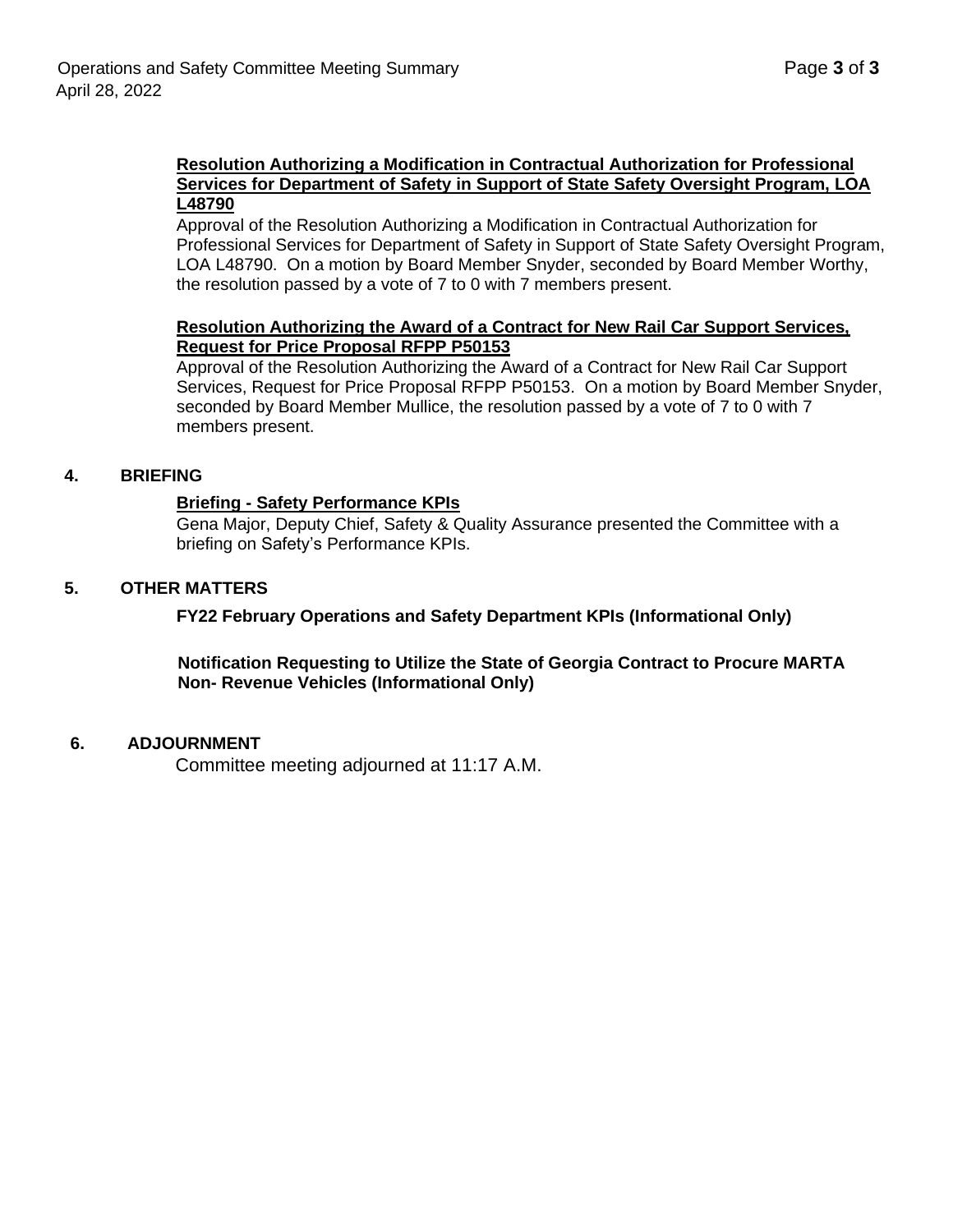**Resolution Authorizing a Modification in Contractual Authorization for Professional Services for Department of Safety in Support of State Safety Oversight Program, LOA L48790**

Approval of the Resolution Authorizing a Modification in Contractual Authorization for Professional Services for Department of Safety in Support of State Safety Oversight Program, LOA L48790. On a motion by Board Member Snyder, seconded by Board Member Worthy, the resolution passed by a vote of 7 to 0 with 7 members present.

**Resolution Authorizing the Award of a Contract for New Rail Car Support Services, Request for Price Proposal RFPP P50153**

Approval of the Resolution Authorizing the Award of a Contract for New Rail Car Support Services, Request for Price Proposal RFPP P50153. On a motion by Board Member Snyder, seconded by Board Member Mullice, the resolution passed by a vote of 7 to 0 with 7 members present.

## 4. BRIEFING

**Briefing - Safety Performance KPIs**

Gena Major, Deputy Chief, Safety & Quality Assurance presented the Committee with a briefing on Safety's Performance KPIs.

## 5. OTHER MATTERS

**FY22 February Operations and Safety Department KPIs (Informational Only)**

**Notification Requesting to Utilize the State of Georgia Contract to Procure MARTA Non- Revenue Vehicles (Informational Only)**

## 6. ADJOURNMENT

Committee meeting adjourned at 11:17 A.M.